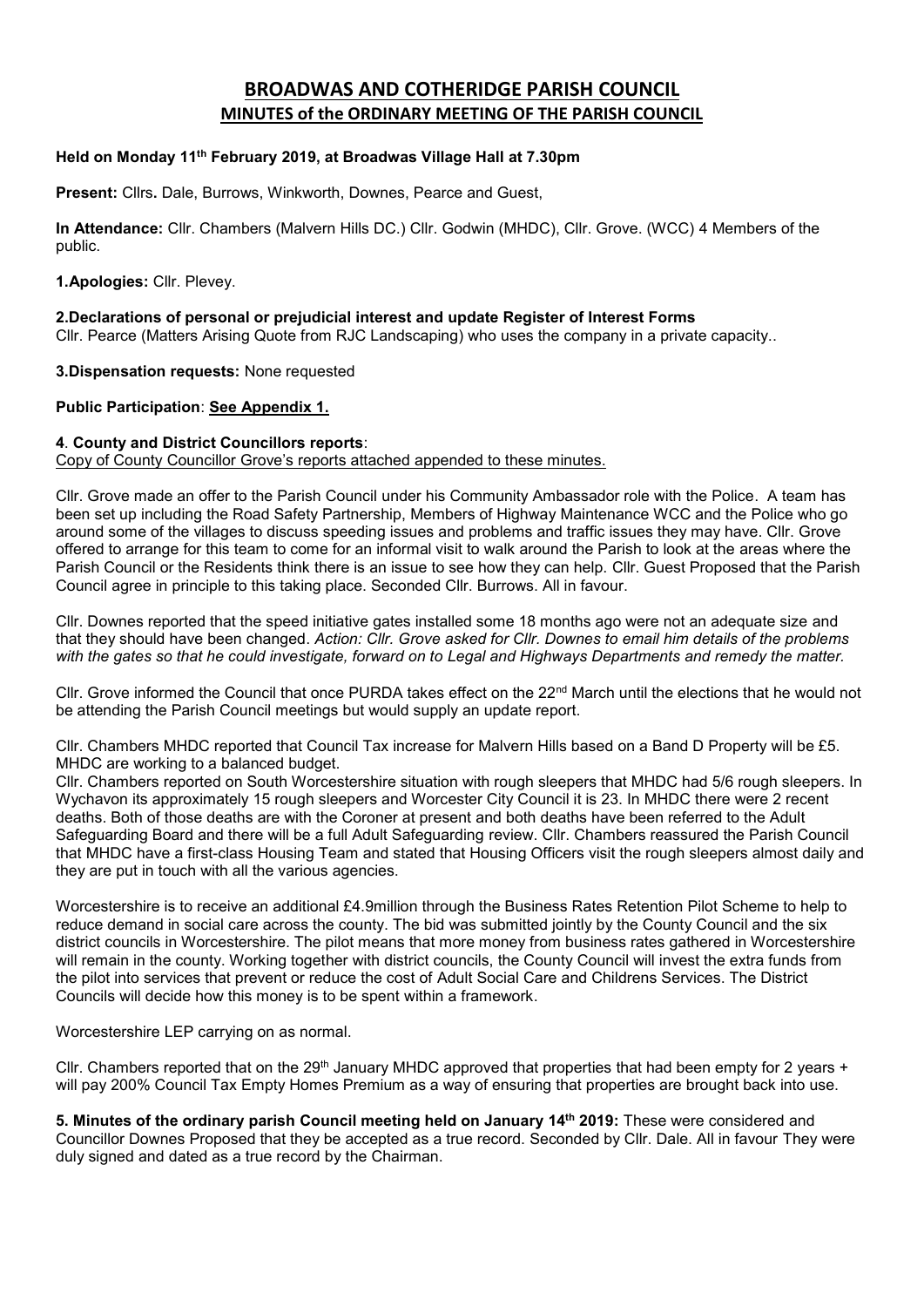# BROADWAS AND COTHERIDGE PARISH COUNCIL

## MINUTES of the ORDINARY MEETING OF THE PARISH COUNCIL

**Held on Monday 11th February 2019, at Broadwas Village Hall at 7.30pm**

**Present:** Cllrs**.** Dale, Burrows, Winkworth, Downes, Pearce and Guest,

**In Attendance:** Cllr. Chambers (Malvern Hills DC.) Cllr. Godwin (MHDC), Cllr. Grove. (WCC) 4 Members of the public.

**1.Apologies:** Cllr. Plevey.

**2.Declarations of personal or prejudicial interest and update Register of Interest Forms**

Cllr. Pearce (Matters Arising Quote from RJC Landscaping) who uses the company in a private capacity..

**3.Dispensation requests:** None requested

**Public Participation**: **See Appendix 1.**

**4**. **County and District Councillors reports**:

Copy of County Councillor Grove's reports attached appended to these minutes.

Cllr. Grove made an offer to the Parish Council under his Community Ambassador role with the Police. A team has been set up including the Road Safety Partnership, Members of Highway Maintenance WCC and the Police who go around some of the villages to discuss speeding issues and problems and traffic issues they may have. Cllr. Grove offered to arrange for this team to come for an informal visit to walk around the Parish to look at the areas where the Parish Council or the Residents think there is an issue to see how they can help. Cllr. Guest Proposed that the Parish Council agree in principle to this taking place. Seconded Cllr. Burrows. All in favour.

Cllr. Downes reported that the speed initiative gates installed some 18 months ago were not an adequate size and that they should have been changed. *Action: Cllr. Grove asked for Cllr. Downes to email him details of the problems with the gates so that he could investigate, forward on to Legal and Highways Departments and remedy the matter.*

Cllr. Grove informed the Council that once PURDA takes effect on the 22nd March until the elections that he would not be attending the Parish Council meetings but would supply an update report.

Cllr. Chambers MHDC reported that Council Tax increase for Malvern Hills based on a Band D Property will be £5. MHDC are working to a balanced budget.

Cllr. Chambers reported on South Worcestershire situation with rough sleepers that MHDC had 5/6 rough sleepers. In Wychavon its approximately 15 rough sleepers and Worcester City Council it is 23. In MHDC there were 2 recent deaths. Both of those deaths are with the Coroner at present and both deaths have been referred to the Adult Safeguarding Board and there will be a full Adult Safeguarding review. Cllr. Chambers reassured the Parish Council that MHDC have a first-class Housing Team and stated that Housing Officers visit the rough sleepers almost daily and they are put in touch with all the various agencies.

Worcestershire is to receive an additional £4.9million through the Business Rates Retention Pilot Scheme to help to reduce demand in social care across the county. The bid was submitted jointly by the County Council and the six district councils in Worcestershire. The pilot means that more money from business rates gathered in Worcestershire will remain in the county. Working together with district councils, the County Council will invest the extra funds from the pilot into services that prevent or reduce the cost of Adult Social Care and Childrens Services. The District Councils will decide how this money is to be spent within a framework.

Worcestershire LEP carrying on as normal.

Cllr. Chambers reported that on the 29th January MHDC approved that properties that had been empty for 2 years + will pay 200% Council Tax Empty Homes Premium as a way of ensuring that properties are brought back into use.

**5. Minutes of the ordinary parish Council meeting held on January 14th 2019:** These were considered and Councillor Downes Proposed that they be accepted as a true record. Seconded by Cllr. Dale. All in favour They were duly signed and dated as a true record by the Chairman.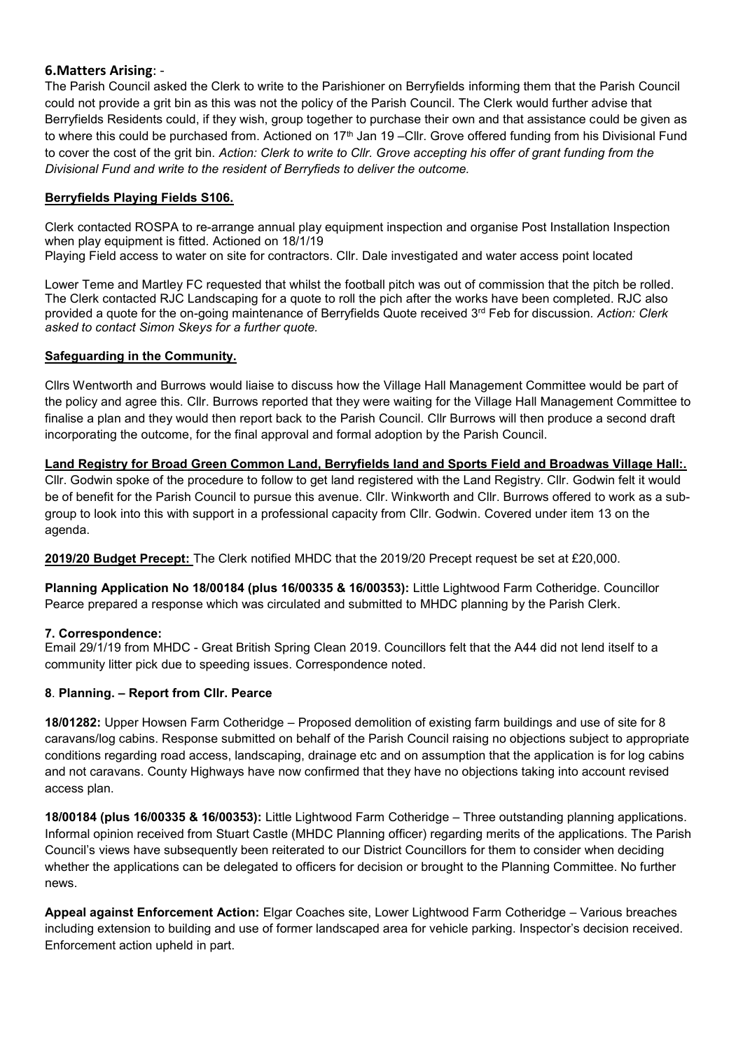## 6.Matters Arising: -

The Parish Council asked the Clerk to write to the Parishioner on Berryfields informing them that the Parish Council could not provide a grit bin as this was not the policy of the Parish Council. The Clerk would further advise that Berryfields Residents could, if they wish, group together to purchase their own and that assistance could be given as to where this could be purchased from. Actioned on 17th Jan 19 –Cllr. Grove offered funding from his Divisional Fund to cover the cost of the grit bin. *Action: Clerk to write to Cllr. Grove accepting his offer of grant funding from the Divisional Fund and write to the resident of Berryfieds to deliver the outcome.*

**Berryfields Playing Fields S106.**

Clerk contacted ROSPA to re-arrange annual play equipment inspection and organise Post Installation Inspection when play equipment is fitted. Actioned on 18/1/19
Playing Field access to water on site for contractors. Cllr. Dale investigated and water access point located

Lower Teme and Martley FC requested that whilst the football pitch was out of commission that the pitch be rolled. The Clerk contacted RJC Landscaping for a quote to roll the pich after the works have been completed. RJC also provided a quote for the on-going maintenance of Berryfields Quote received 3rd Feb for discussion. *Action: Clerk asked to contact Simon Skeys for a further quote.*

**Safeguarding in the Community.**

Cllrs Wentworth and Burrows would liaise to discuss how the Village Hall Management Committee would be part of the policy and agree this. Cllr. Burrows reported that they were waiting for the Village Hall Management Committee to finalise a plan and they would then report back to the Parish Council. Cllr Burrows will then produce a second draft incorporating the outcome, for the final approval and formal adoption by the Parish Council.

**Land Registry for Broad Green Common Land, Berryfields land and Sports Field and Broadwas Village Hall:.**
Cllr. Godwin spoke of the procedure to follow to get land registered with the Land Registry. Cllr. Godwin felt it would be of benefit for the Parish Council to pursue this avenue. Cllr. Winkworth and Cllr. Burrows offered to work as a sub-group to look into this with support in a professional capacity from Cllr. Godwin. Covered under item 13 on the agenda.

**2019/20 Budget Precept:** The Clerk notified MHDC that the 2019/20 Precept request be set at £20,000.

**Planning Application No 18/00184 (plus 16/00335 & 16/00353):** Little Lightwood Farm Cotheridge. Councillor Pearce prepared a response which was circulated and submitted to MHDC planning by the Parish Clerk.

## 7. Correspondence:

Email 29/1/19 from MHDC - Great British Spring Clean 2019. Councillors felt that the A44 did not lend itself to a community litter pick due to speeding issues. Correspondence noted.

## 8. Planning. – Report from Cllr. Pearce

**18/01282:** Upper Howsen Farm Cotheridge – Proposed demolition of existing farm buildings and use of site for 8 caravans/log cabins. Response submitted on behalf of the Parish Council raising no objections subject to appropriate conditions regarding road access, landscaping, drainage etc and on assumption that the application is for log cabins and not caravans. County Highways have now confirmed that they have no objections taking into account revised access plan.

**18/00184 (plus 16/00335 & 16/00353):** Little Lightwood Farm Cotheridge – Three outstanding planning applications. Informal opinion received from Stuart Castle (MHDC Planning officer) regarding merits of the applications. The Parish Council's views have subsequently been reiterated to our District Councillors for them to consider when deciding whether the applications can be delegated to officers for decision or brought to the Planning Committee. No further news.

**Appeal against Enforcement Action:** Elgar Coaches site, Lower Lightwood Farm Cotheridge – Various breaches including extension to building and use of former landscaped area for vehicle parking. Inspector's decision received. Enforcement action upheld in part.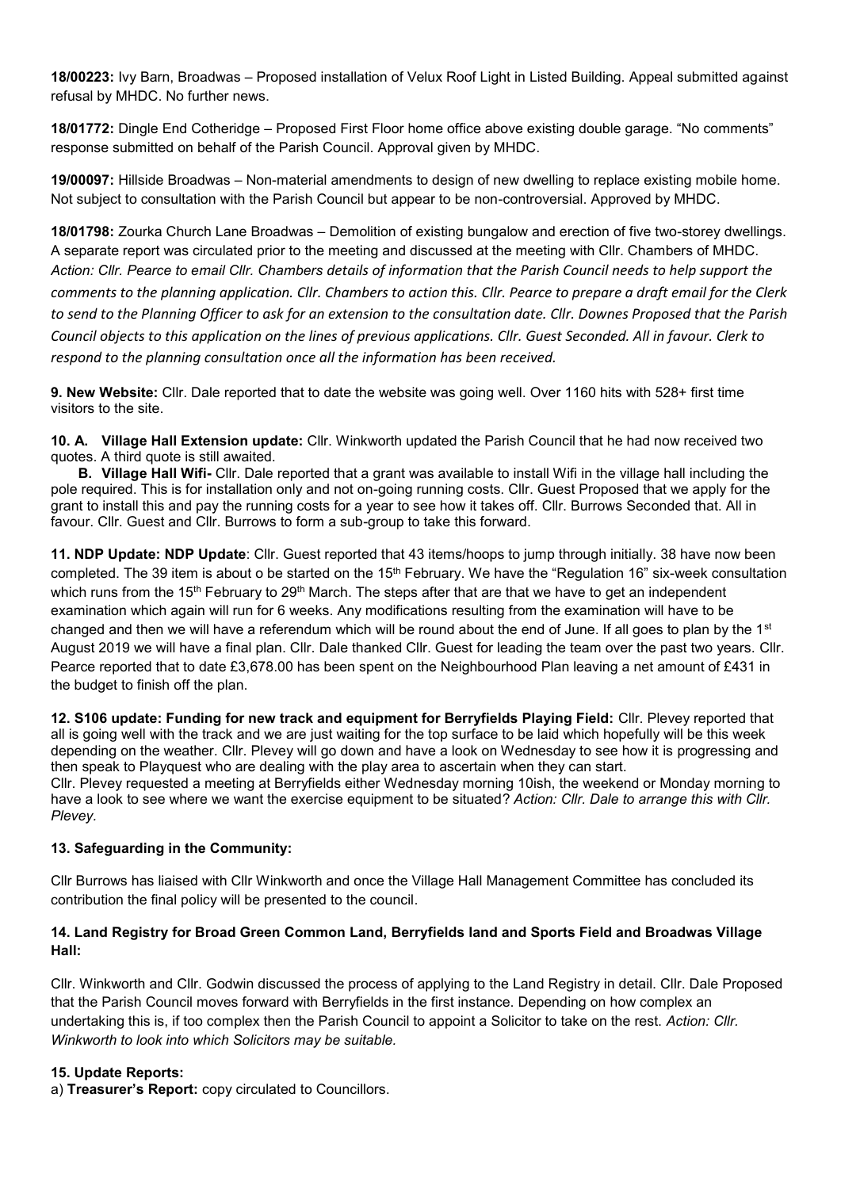**18/00223:** Ivy Barn, Broadwas – Proposed installation of Velux Roof Light in Listed Building. Appeal submitted against refusal by MHDC. No further news.

**18/01772:** Dingle End Cotheridge – Proposed First Floor home office above existing double garage. "No comments" response submitted on behalf of the Parish Council. Approval given by MHDC.

**19/00097:** Hillside Broadwas – Non-material amendments to design of new dwelling to replace existing mobile home. Not subject to consultation with the Parish Council but appear to be non-controversial. Approved by MHDC.

**18/01798:** Zourka Church Lane Broadwas – Demolition of existing bungalow and erection of five two-storey dwellings. A separate report was circulated prior to the meeting and discussed at the meeting with Cllr. Chambers of MHDC. *Action: Cllr. Pearce to email Cllr. Chambers details of information that the Parish Council needs to help support the comments to the planning application. Cllr. Chambers to action this. Cllr. Pearce to prepare a draft email for the Clerk to send to the Planning Officer to ask for an extension to the consultation date. Cllr. Downes Proposed that the Parish Council objects to this application on the lines of previous applications. Cllr. Guest Seconded. All in favour. Clerk to respond to the planning consultation once all the information has been received.*

**9. New Website:** Cllr. Dale reported that to date the website was going well. Over 1160 hits with 528+ first time visitors to the site.

**10. A. Village Hall Extension update:** Cllr. Winkworth updated the Parish Council that he had now received two quotes. A third quote is still awaited.

**B. Village Hall Wifi-** Cllr. Dale reported that a grant was available to install Wifi in the village hall including the pole required. This is for installation only and not on-going running costs. Cllr. Guest Proposed that we apply for the grant to install this and pay the running costs for a year to see how it takes off. Cllr. Burrows Seconded that. All in favour. Cllr. Guest and Cllr. Burrows to form a sub-group to take this forward.

**11. NDP Update: NDP Update**: Cllr. Guest reported that 43 items/hoops to jump through initially. 38 have now been completed. The 39 item is about o be started on the 15th February. We have the "Regulation 16" six-week consultation which runs from the 15th February to 29th March. The steps after that are that we have to get an independent examination which again will run for 6 weeks. Any modifications resulting from the examination will have to be changed and then we will have a referendum which will be round about the end of June. If all goes to plan by the 1st August 2019 we will have a final plan. Cllr. Dale thanked Cllr. Guest for leading the team over the past two years. Cllr. Pearce reported that to date £3,678.00 has been spent on the Neighbourhood Plan leaving a net amount of £431 in the budget to finish off the plan.

**12. S106 update: Funding for new track and equipment for Berryfields Playing Field:** Cllr. Plevey reported that all is going well with the track and we are just waiting for the top surface to be laid which hopefully will be this week depending on the weather. Cllr. Plevey will go down and have a look on Wednesday to see how it is progressing and then speak to Playquest who are dealing with the play area to ascertain when they can start.
Cllr. Plevey requested a meeting at Berryfields either Wednesday morning 10ish, the weekend or Monday morning to have a look to see where we want the exercise equipment to be situated? *Action: Cllr. Dale to arrange this with Cllr. Plevey.*

**13. Safeguarding in the Community:**

Cllr Burrows has liaised with Cllr Winkworth and once the Village Hall Management Committee has concluded its contribution the final policy will be presented to the council.

**14. Land Registry for Broad Green Common Land, Berryfields land and Sports Field and Broadwas Village Hall:**

Cllr. Winkworth and Cllr. Godwin discussed the process of applying to the Land Registry in detail. Cllr. Dale Proposed that the Parish Council moves forward with Berryfields in the first instance. Depending on how complex an undertaking this is, if too complex then the Parish Council to appoint a Solicitor to take on the rest. *Action: Cllr. Winkworth to look into which Solicitors may be suitable.*

**15. Update Reports:**

a) **Treasurer's Report:** copy circulated to Councillors.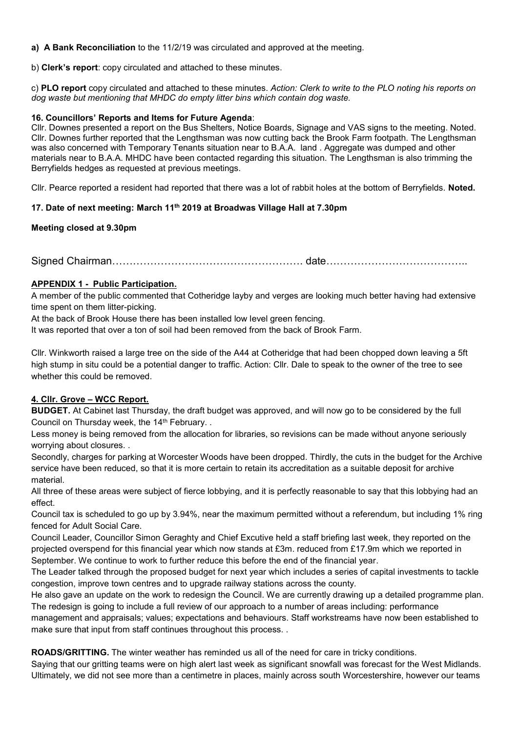**a) A Bank Reconciliation** to the 11/2/19 was circulated and approved at the meeting.

b) **Clerk's report**: copy circulated and attached to these minutes.

c) **PLO report** copy circulated and attached to these minutes. *Action: Clerk to write to the PLO noting his reports on dog waste but mentioning that MHDC do empty litter bins which contain dog waste.*

**16. Councillors' Reports and Items for Future Agenda**:

Cllr. Downes presented a report on the Bus Shelters, Notice Boards, Signage and VAS signs to the meeting. Noted. Cllr. Downes further reported that the Lengthsman was now cutting back the Brook Farm footpath. The Lengthsman was also concerned with Temporary Tenants situation near to B.A.A. land . Aggregate was dumped and other materials near to B.A.A. MHDC have been contacted regarding this situation. The Lengthsman is also trimming the Berryfields hedges as requested at previous meetings.

Cllr. Pearce reported a resident had reported that there was a lot of rabbit holes at the bottom of Berryfields. **Noted.**

**17. Date of next meeting: March 11th 2019 at Broadwas Village Hall at 7.30pm**

**Meeting closed at 9.30pm**

Signed Chairman……………………………………………… date…………………………………..

**APPENDIX 1 - Public Participation.**

A member of the public commented that Cotheridge layby and verges are looking much better having had extensive time spent on them litter-picking.

At the back of Brook House there has been installed low level green fencing.

It was reported that over a ton of soil had been removed from the back of Brook Farm.

Cllr. Winkworth raised a large tree on the side of the A44 at Cotheridge that had been chopped down leaving a 5ft high stump in situ could be a potential danger to traffic. Action: Cllr. Dale to speak to the owner of the tree to see whether this could be removed.

**4. Cllr. Grove – WCC Report.**

**BUDGET.** At Cabinet last Thursday, the draft budget was approved, and will now go to be considered by the full Council on Thursday week, the 14th February. .

Less money is being removed from the allocation for libraries, so revisions can be made without anyone seriously worrying about closures. .

Secondly, charges for parking at Worcester Woods have been dropped. Thirdly, the cuts in the budget for the Archive service have been reduced, so that it is more certain to retain its accreditation as a suitable deposit for archive material.

All three of these areas were subject of fierce lobbying, and it is perfectly reasonable to say that this lobbying had an effect.

Council tax is scheduled to go up by 3.94%, near the maximum permitted without a referendum, but including 1% ring fenced for Adult Social Care.

Council Leader, Councillor Simon Geraghty and Chief Excutive held a staff briefing last week, they reported on the projected overspend for this financial year which now stands at £3m. reduced from £17.9m which we reported in September. We continue to work to further reduce this before the end of the financial year.

The Leader talked through the proposed budget for next year which includes a series of capital investments to tackle congestion, improve town centres and to upgrade railway stations across the county.

He also gave an update on the work to redesign the Council. We are currently drawing up a detailed programme plan. The redesign is going to include a full review of our approach to a number of areas including: performance management and appraisals; values; expectations and behaviours. Staff workstreams have now been established to make sure that input from staff continues throughout this process. .

**ROADS/GRITTING.** The winter weather has reminded us all of the need for care in tricky conditions.

Saying that our gritting teams were on high alert last week as significant snowfall was forecast for the West Midlands. Ultimately, we did not see more than a centimetre in places, mainly across south Worcestershire, however our teams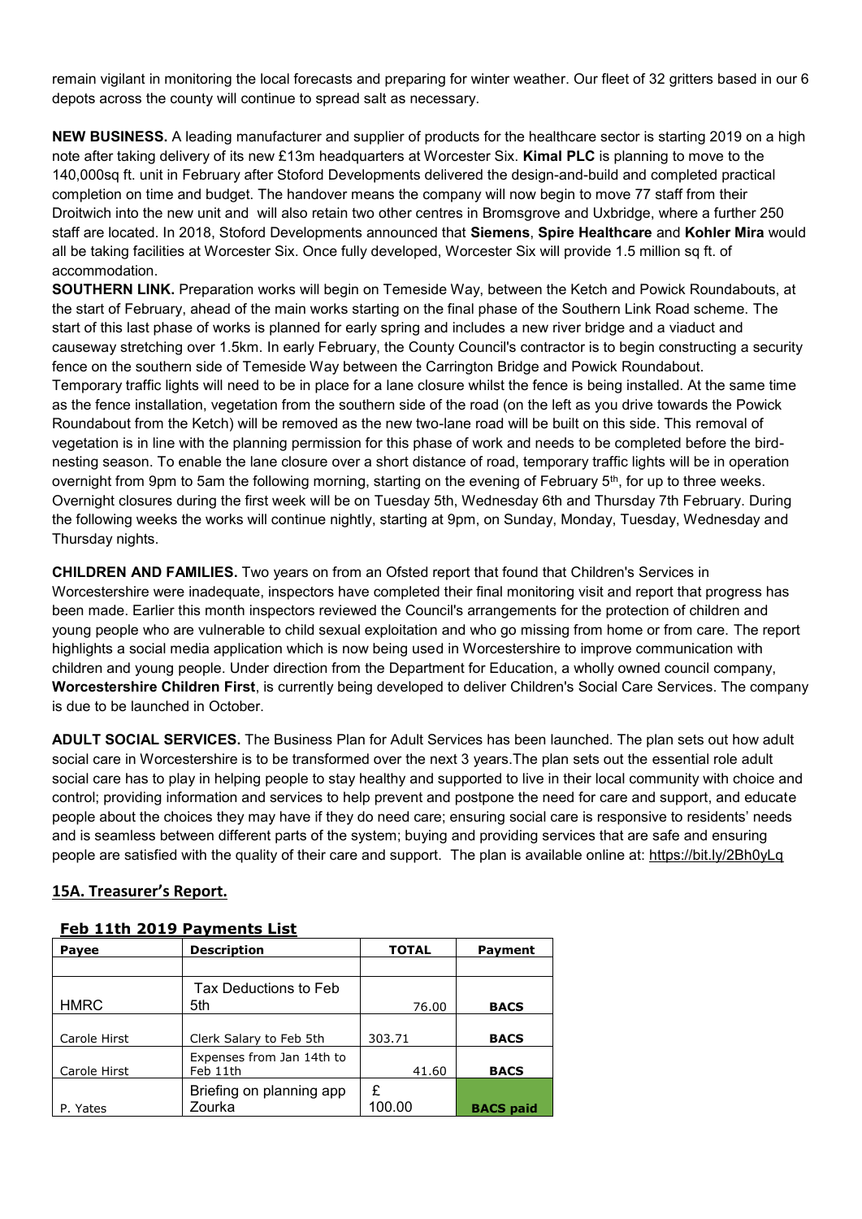remain vigilant in monitoring the local forecasts and preparing for winter weather. Our fleet of 32 gritters based in our 6 depots across the county will continue to spread salt as necessary.

**NEW BUSINESS.** A leading manufacturer and supplier of products for the healthcare sector is starting 2019 on a high note after taking delivery of its new £13m headquarters at Worcester Six. **Kimal PLC** is planning to move to the 140,000sq ft. unit in February after Stoford Developments delivered the design-and-build and completed practical completion on time and budget. The handover means the company will now begin to move 77 staff from their Droitwich into the new unit and will also retain two other centres in Bromsgrove and Uxbridge, where a further 250 staff are located. In 2018, Stoford Developments announced that **Siemens**, **Spire Healthcare** and **Kohler Mira** would all be taking facilities at Worcester Six. Once fully developed, Worcester Six will provide 1.5 million sq ft. of accommodation.

**SOUTHERN LINK.** Preparation works will begin on Temeside Way, between the Ketch and Powick Roundabouts, at the start of February, ahead of the main works starting on the final phase of the Southern Link Road scheme. The start of this last phase of works is planned for early spring and includes a new river bridge and a viaduct and causeway stretching over 1.5km. In early February, the County Council's contractor is to begin constructing a security fence on the southern side of Temeside Way between the Carrington Bridge and Powick Roundabout.
Temporary traffic lights will need to be in place for a lane closure whilst the fence is being installed. At the same time as the fence installation, vegetation from the southern side of the road (on the left as you drive towards the Powick Roundabout from the Ketch) will be removed as the new two-lane road will be built on this side. This removal of vegetation is in line with the planning permission for this phase of work and needs to be completed before the bird-nesting season. To enable the lane closure over a short distance of road, temporary traffic lights will be in operation overnight from 9pm to 5am the following morning, starting on the evening of February 5th, for up to three weeks. Overnight closures during the first week will be on Tuesday 5th, Wednesday 6th and Thursday 7th February. During the following weeks the works will continue nightly, starting at 9pm, on Sunday, Monday, Tuesday, Wednesday and Thursday nights.

**CHILDREN AND FAMILIES.** Two years on from an Ofsted report that found that Children's Services in Worcestershire were inadequate, inspectors have completed their final monitoring visit and report that progress has been made. Earlier this month inspectors reviewed the Council's arrangements for the protection of children and young people who are vulnerable to child sexual exploitation and who go missing from home or from care. The report highlights a social media application which is now being used in Worcestershire to improve communication with children and young people. Under direction from the Department for Education, a wholly owned council company, **Worcestershire Children First**, is currently being developed to deliver Children's Social Care Services. The company is due to be launched in October.

**ADULT SOCIAL SERVICES.** The Business Plan for Adult Services has been launched. The plan sets out how adult social care in Worcestershire is to be transformed over the next 3 years.The plan sets out the essential role adult social care has to play in helping people to stay healthy and supported to live in their local community with choice and control; providing information and services to help prevent and postpone the need for care and support, and educate people about the choices they may have if they do need care; ensuring social care is responsive to residents' needs and is seamless between different parts of the system; buying and providing services that are safe and ensuring people are satisfied with the quality of their care and support. The plan is available online at: https://bit.ly/2Bh0yLq

## 15A. Treasurer's Report.

### Feb 11th 2019 Payments List

| Payee | Description | TOTAL | Payment |
|---|---|---|---|
| | | | |
| HMRC | Tax Deductions to Feb 5th | 76.00 | **BACS** |
| Carole Hirst | Clerk Salary to Feb 5th | 303.71 | **BACS** |
| Carole Hirst | Expenses from Jan 14th to Feb 11th | 41.60 | **BACS** |
| P. Yates | Briefing on planning app Zourka | £ 100.00 | **BACS paid** |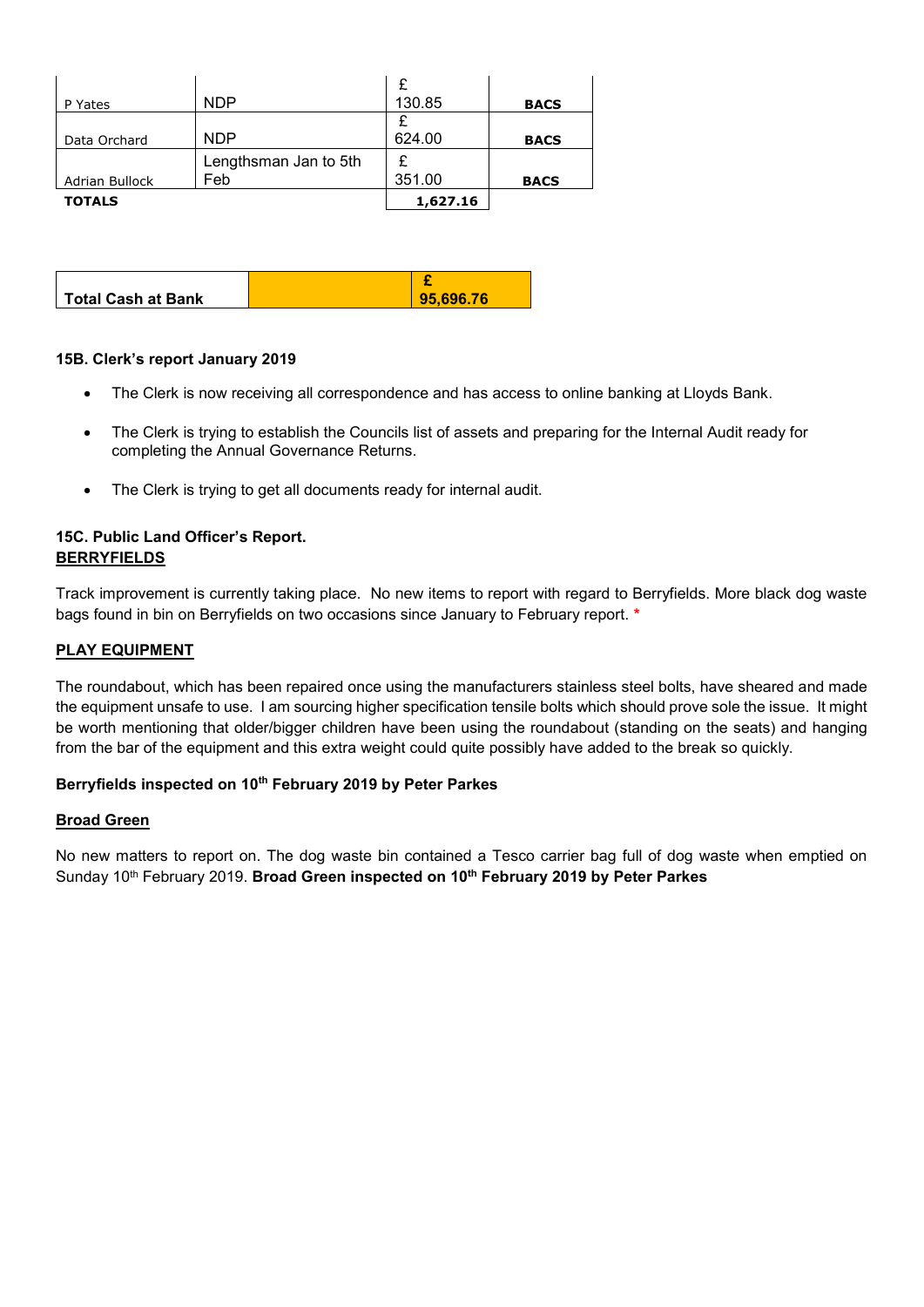| | | | |
|---|---|---|---|
| P Yates | NDP | £ 130.85 | **BACS** |
| Data Orchard | NDP | £ 624.00 | **BACS** |
| Adrian Bullock | Lengthsman Jan to 5th Feb | £ 351.00 | **BACS** |
| **TOTALS** | | **1,627.16** | |

| | | |
|---|---|---|
| **Total Cash at Bank** | | **£ 95,696.76** |

**15B. Clerk's report January 2019**

- The Clerk is now receiving all correspondence and has access to online banking at Lloyds Bank.
- The Clerk is trying to establish the Councils list of assets and preparing for the Internal Audit ready for completing the Annual Governance Returns.
- The Clerk is trying to get all documents ready for internal audit.

**15C. Public Land Officer's Report.**
**BERRYFIELDS**

Track improvement is currently taking place. No new items to report with regard to Berryfields. More black dog waste bags found in bin on Berryfields on two occasions since January to February report. *

**PLAY EQUIPMENT**

The roundabout, which has been repaired once using the manufacturers stainless steel bolts, have sheared and made the equipment unsafe to use. I am sourcing higher specification tensile bolts which should prove sole the issue. It might be worth mentioning that older/bigger children have been using the roundabout (standing on the seats) and hanging from the bar of the equipment and this extra weight could quite possibly have added to the break so quickly.

**Berryfields inspected on 10th February 2019 by Peter Parkes**

**Broad Green**

No new matters to report on. The dog waste bin contained a Tesco carrier bag full of dog waste when emptied on Sunday 10th February 2019. **Broad Green inspected on 10th February 2019 by Peter Parkes**